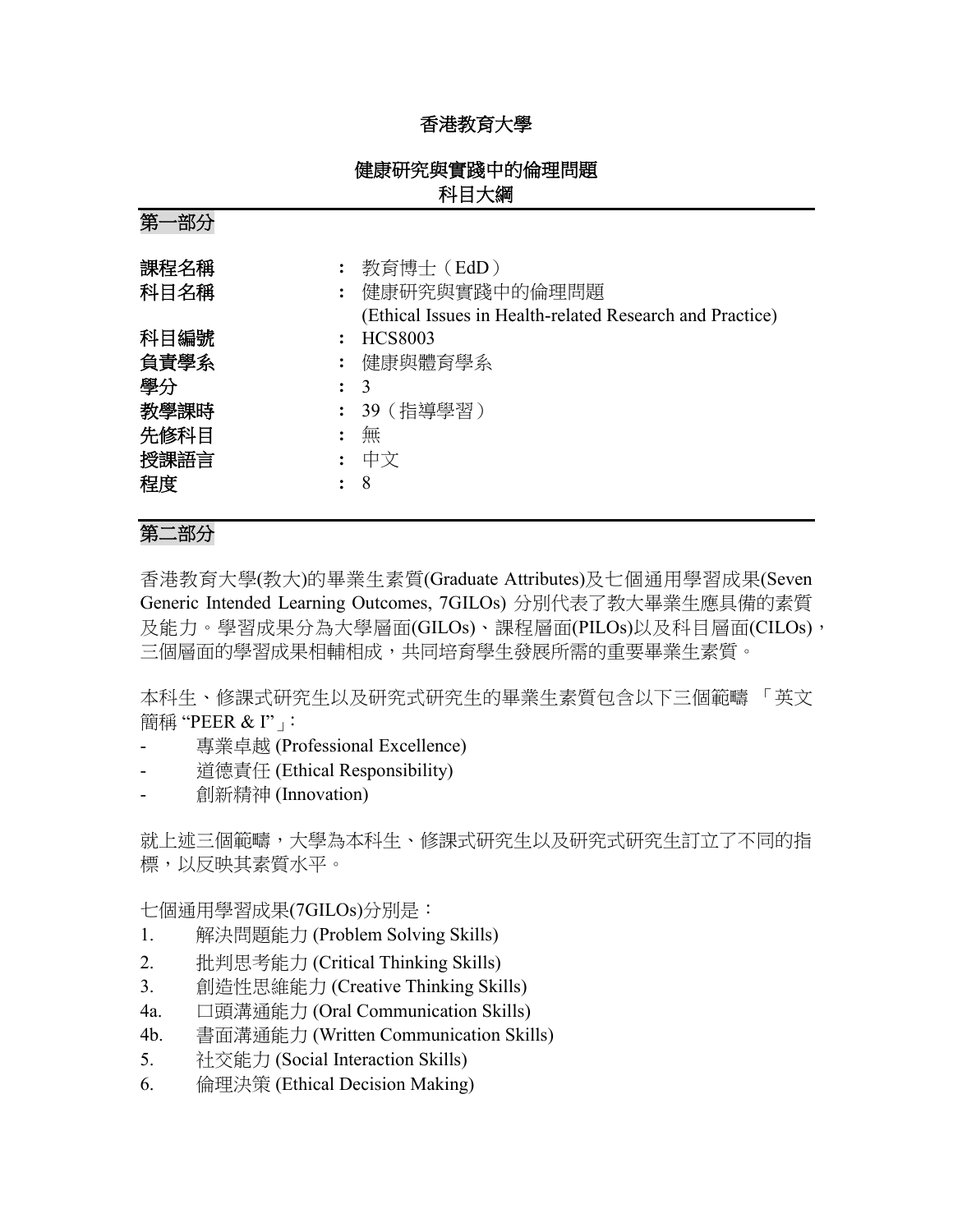# 香港教育大學

## 健康研究與實踐中的倫理問題
## 科目大綱

## 第一部分

| | | |
|---|---|---|
| 課程名稱 | : | 教育博士（EdD） |
| 科目名稱 | : | 健康研究與實踐中的倫理問題 (Ethical Issues in Health-related Research and Practice) |
| 科目編號 | : | HCS8003 |
| 負責學系 | : | 健康與體育學系 |
| 學分 | : | 3 |
| 教學課時 | : | 39（指導學習） |
| 先修科目 | : | 無 |
| 授課語言 | : | 中文 |
| 程度 | : | 8 |

## 第二部分

香港教育大學(教大)的畢業生素質(Graduate Attributes)及七個通用學習成果(Seven Generic Intended Learning Outcomes, 7GILOs) 分別代表了教大畢業生應具備的素質及能力。學習成果分為大學層面(GILOs)、課程層面(PILOs)以及科目層面(CILOs)，三個層面的學習成果相輔相成，共同培育學生發展所需的重要畢業生素質。

本科生、修課式研究生以及研究式研究生的畢業生素質包含以下三個範疇 「英文簡稱 "PEER & I"」:

- 專業卓越 (Professional Excellence)
- 道德責任 (Ethical Responsibility)
- 創新精神 (Innovation)

就上述三個範疇，大學為本科生、修課式研究生以及研究式研究生訂立了不同的指標，以反映其素質水平。

七個通用學習成果(7GILOs)分別是：

1. 解決問題能力 (Problem Solving Skills)
2. 批判思考能力 (Critical Thinking Skills)
3. 創造性思維能力 (Creative Thinking Skills)
4a. 口頭溝通能力 (Oral Communication Skills)
4b. 書面溝通能力 (Written Communication Skills)
5. 社交能力 (Social Interaction Skills)
6. 倫理決策 (Ethical Decision Making)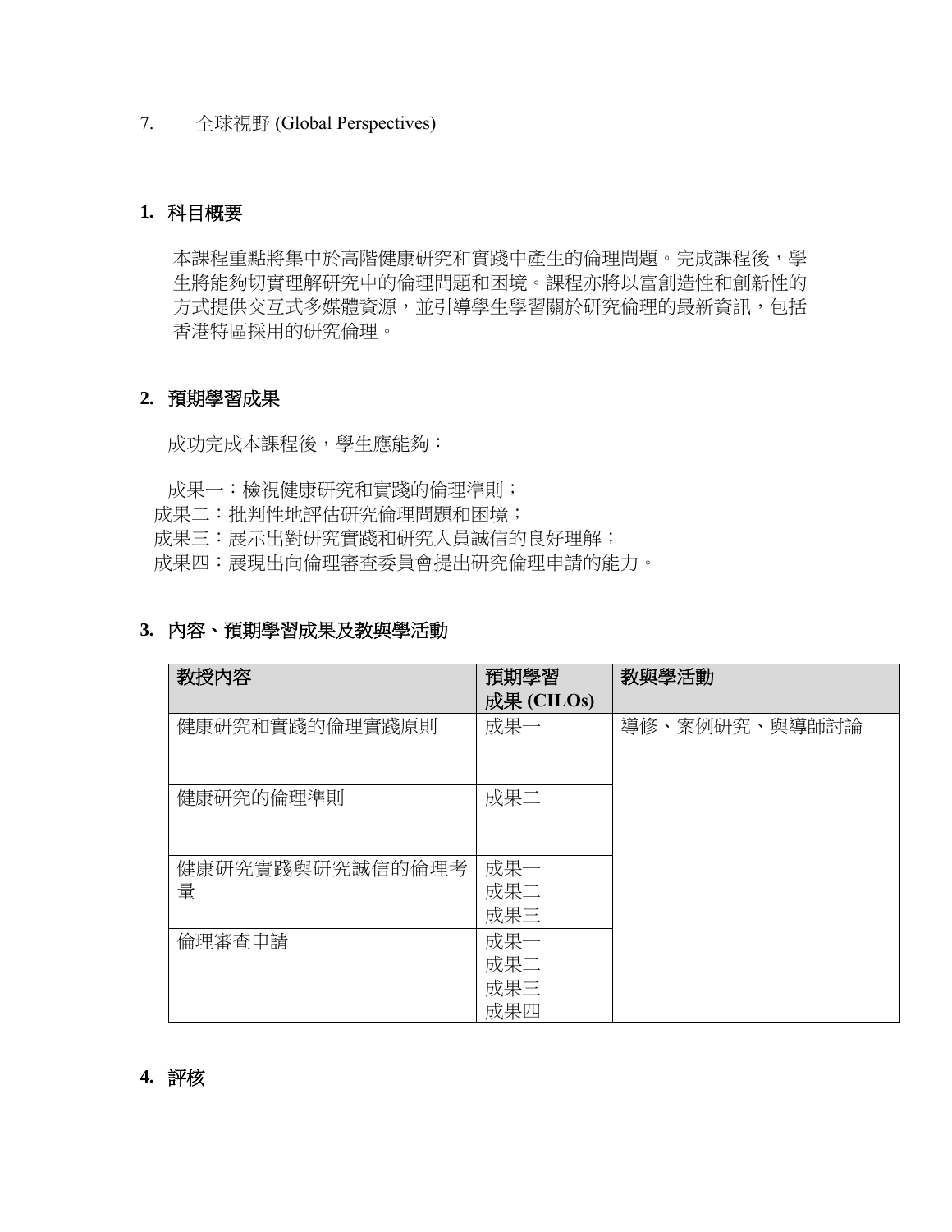7. 全球視野 (Global Perspectives)

## 1. 科目概要

本課程重點將集中於高階健康研究和實踐中產生的倫理問題。完成課程後，學生將能夠切實理解研究中的倫理問題和困境。課程亦將以富創造性和創新性的方式提供交互式多媒體資源，並引導學生學習關於研究倫理的最新資訊，包括香港特區採用的研究倫理。

## 2. 預期學習成果

成功完成本課程後，學生應能夠：

成果一：檢視健康研究和實踐的倫理準則；
成果二：批判性地評估研究倫理問題和困境；
成果三：展示出對研究實踐和研究人員誠信的良好理解；
成果四：展現出向倫理審查委員會提出研究倫理申請的能力。

## 3. 內容、預期學習成果及教與學活動

| 教授內容 | 預期學習成果 (CILOs) | 教與學活動 |
|---|---|---|
| 健康研究和實踐的倫理實踐原則 | 成果一 | 導修、案例研究、與導師討論 |
| 健康研究的倫理準則 | 成果二 | |
| 健康研究實踐與研究誠信的倫理考量 | 成果一<br>成果二<br>成果三 | |
| 倫理審查申請 | 成果一<br>成果二<br>成果三<br>成果四 | |

## 4. 評核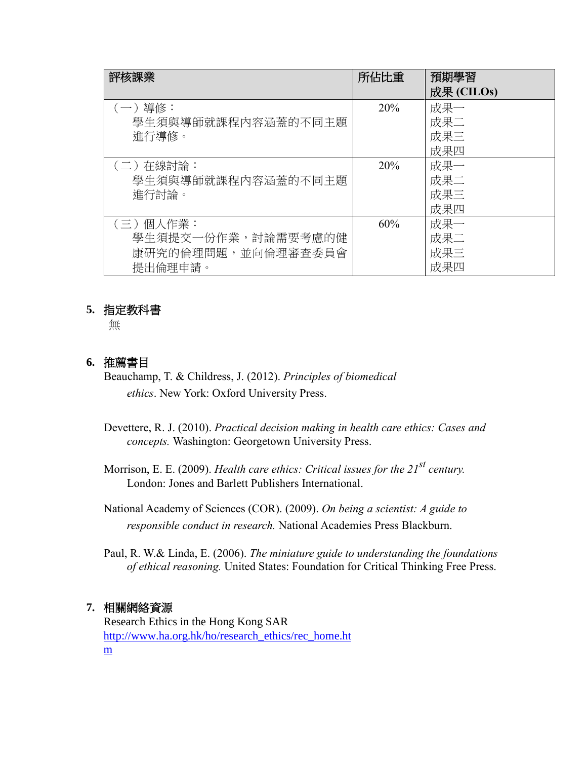| 評核課業 | 所佔比重 | 預期學習成果 (CILOs) |
|---|---|---|
| （一）導修：學生須與導師就課程內容涵蓋的不同主題進行導修。 | 20% | 成果一<br>成果二<br>成果三<br>成果四 |
| （二）在線討論：學生須與導師就課程內容涵蓋的不同主題進行討論。 | 20% | 成果一<br>成果二<br>成果三<br>成果四 |
| （三）個人作業：學生須提交一份作業，討論需要考慮的健康研究的倫理問題，並向倫理審查委員會提出倫理申請。 | 60% | 成果一<br>成果二<br>成果三<br>成果四 |

## 5. 指定教科書

無

## 6. 推薦書目

Beauchamp, T. & Childress, J. (2012). *Principles of biomedical ethics*. New York: Oxford University Press.

Devettere, R. J. (2010). *Practical decision making in health care ethics: Cases and concepts.* Washington: Georgetown University Press.

Morrison, E. E. (2009). *Health care ethics: Critical issues for the 21st century.* London: Jones and Barlett Publishers International.

National Academy of Sciences (COR). (2009). *On being a scientist: A guide to responsible conduct in research.* National Academies Press Blackburn.

Paul, R. W.& Linda, E. (2006). *The miniature guide to understanding the foundations of ethical reasoning.* United States: Foundation for Critical Thinking Free Press.

## 7. 相關網絡資源

Research Ethics in the Hong Kong SAR
http://www.ha.org.hk/ho/research_ethics/rec_home.htm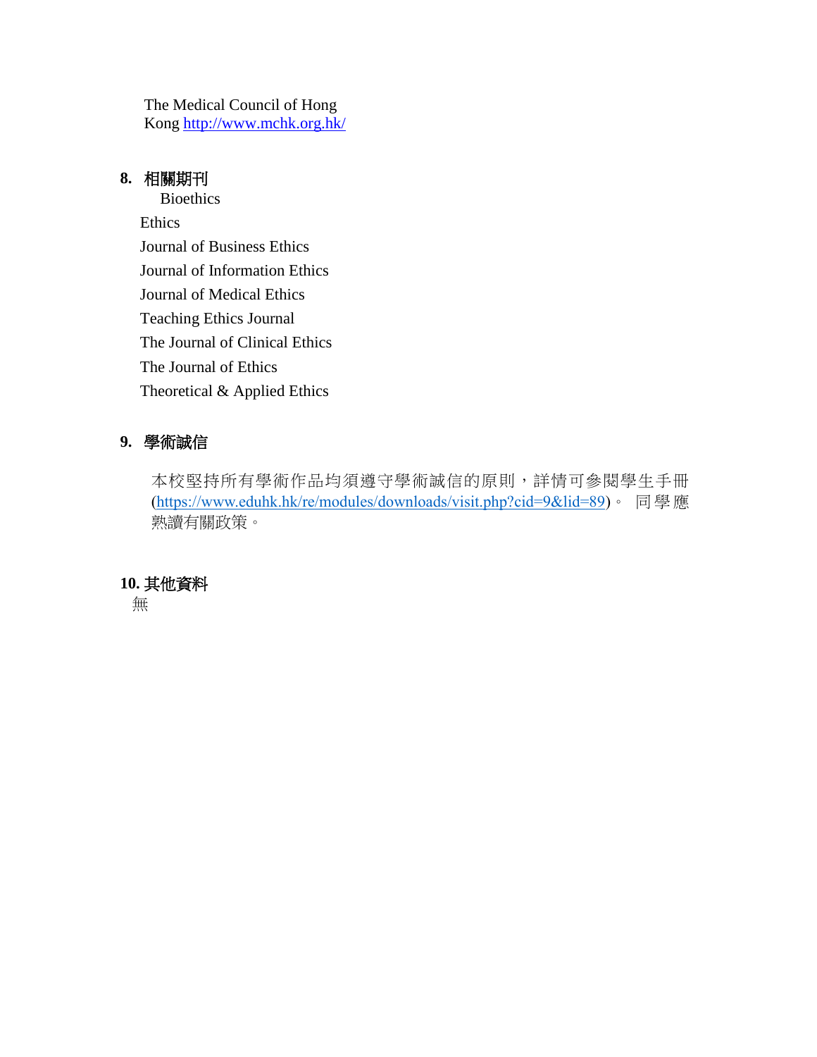The Medical Council of Hong Kong http://www.mchk.org.hk/

## 8. 相關期刊

Bioethics

Ethics

Journal of Business Ethics

Journal of Information Ethics

Journal of Medical Ethics

Teaching Ethics Journal

The Journal of Clinical Ethics

The Journal of Ethics

Theoretical & Applied Ethics

## 9. 學術誠信

本校堅持所有學術作品均須遵守學術誠信的原則，詳情可參閱學生手冊 (https://www.eduhk.hk/re/modules/downloads/visit.php?cid=9&lid=89)。 同學應熟讀有關政策。

## 10. 其他資料

無